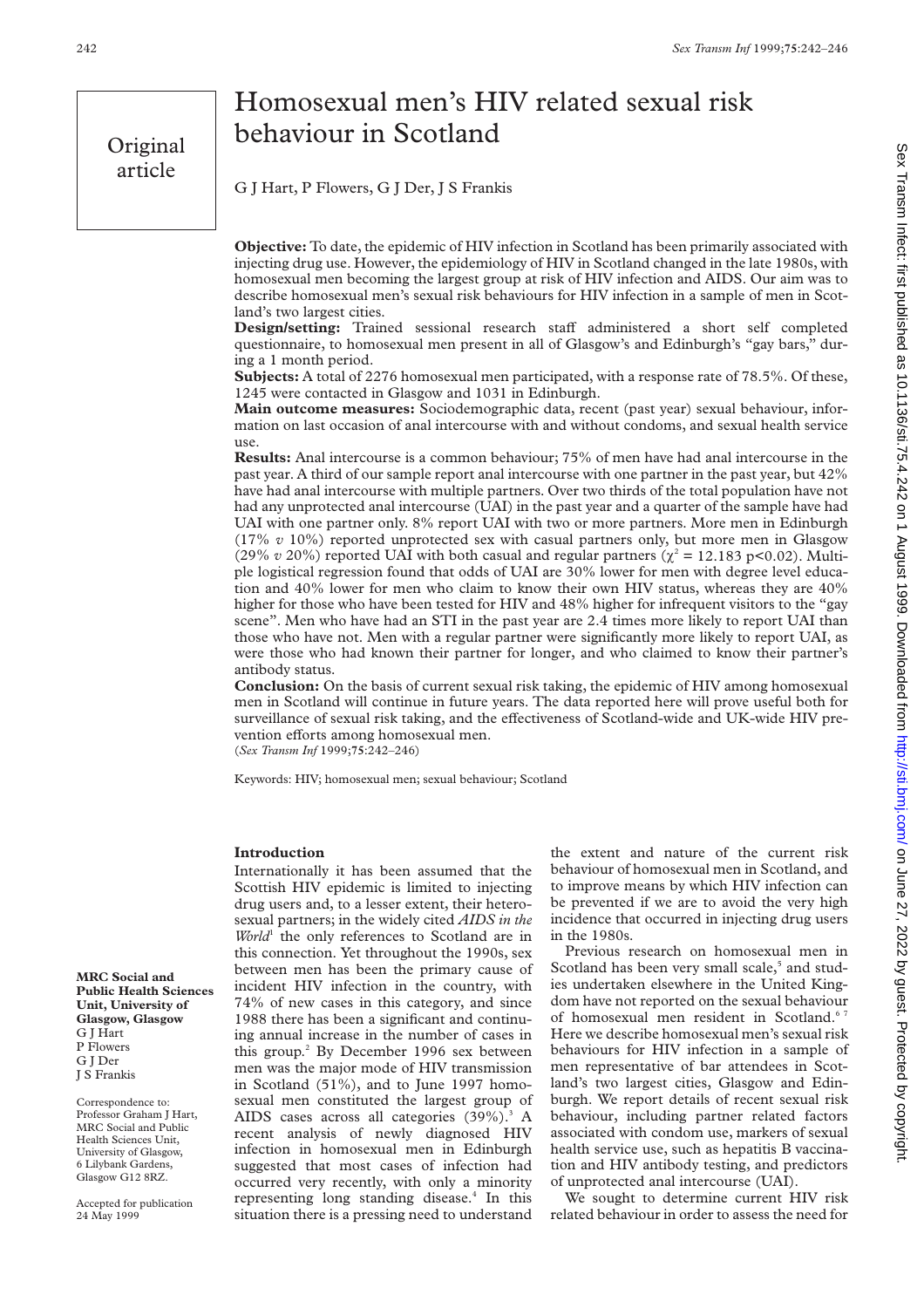Original article

# Homosexual men's HIV related sexual risk behaviour in Scotland

G J Hart, P Flowers, G J Der, J S Frankis

**Objective:** To date, the epidemic of HIV infection in Scotland has been primarily associated with injecting drug use. However, the epidemiology of HIV in Scotland changed in the late 1980s, with homosexual men becoming the largest group at risk of HIV infection and AIDS. Our aim was to describe homosexual men's sexual risk behaviours for HIV infection in a sample of men in Scotland's two largest cities.

**Design/setting:** Trained sessional research staff administered a short self completed questionnaire, to homosexual men present in all of Glasgow's and Edinburgh's "gay bars," during a 1 month period.

**Subjects:** A total of 2276 homosexual men participated, with a response rate of 78.5%. Of these, 1245 were contacted in Glasgow and 1031 in Edinburgh.

**Main outcome measures:** Sociodemographic data, recent (past year) sexual behaviour, information on last occasion of anal intercourse with and without condoms, and sexual health service use.

**Results:** Anal intercourse is a common behaviour; 75% of men have had anal intercourse in the past year. A third of our sample report anal intercourse with one partner in the past year, but 42% have had anal intercourse with multiple partners. Over two thirds of the total population have not had any unprotected anal intercourse (UAI) in the past year and a quarter of the sample have had UAI with one partner only. 8% report UAI with two or more partners. More men in Edinburgh (17% *v* 10%) reported unprotected sex with casual partners only, but more men in Glasgow (29% *v* 20%) reported UAI with both casual and regular partners ($\chi^2$ = 12.183 p<0.02). Multiple logistical regression found that odds of UAI are 30% lower for men with degree level education and 40% lower for men who claim to know their own HIV status, whereas they are 40% higher for those who have been tested for HIV and 48% higher for infrequent visitors to the "gay scene". Men who have had an STI in the past year are 2.4 times more likely to report UAI than those who have not. Men with a regular partner were significantly more likely to report UAI, as were those who had known their partner for longer, and who claimed to know their partner's antibody status.

**Conclusion:** On the basis of current sexual risk taking, the epidemic of HIV among homosexual men in Scotland will continue in future years. The data reported here will prove useful both for surveillance of sexual risk taking, and the effectiveness of Scotland-wide and UK-wide HIV prevention efforts among homosexual men.

(*Sex Transm Inf* 1999;**75**:242–246)

Keywords: HIV; homosexual men; sexual behaviour; Scotland

## Introduction

Internationally it has been assumed that the Scottish HIV epidemic is limited to injecting drug users and, to a lesser extent, their heterosexual partners; in the widely cited *AIDS in the World*[1] the only references to Scotland are in this connection. Yet throughout the 1990s, sex between men has been the primary cause of incident HIV infection in the country, with 74% of new cases in this category, and since 1988 there has been a significant and continuing annual increase in the number of cases in this group.[2] By December 1996 sex between men was the major mode of HIV transmission in Scotland (51%), and to June 1997 homosexual men constituted the largest group of AIDS cases across all categories (39%).[3] A recent analysis of newly diagnosed HIV infection in homosexual men in Edinburgh suggested that most cases of infection had occurred very recently, with only a minority representing long standing disease.[4] In this situation there is a pressing need to understand the extent and nature of the current risk behaviour of homosexual men in Scotland, and to improve means by which HIV infection can be prevented if we are to avoid the very high incidence that occurred in injecting drug users in the 1980s.

Previous research on homosexual men in Scotland has been very small scale,[5] and studies undertaken elsewhere in the United Kingdom have not reported on the sexual behaviour of homosexual men resident in Scotland.[6,7] Here we describe homosexual men's sexual risk behaviours for HIV infection in a sample of men representative of bar attendees in Scotland's two largest cities, Glasgow and Edinburgh. We report details of recent sexual risk behaviour, including partner related factors associated with condom use, markers of sexual health service use, such as hepatitis B vaccination and HIV antibody testing, and predictors of unprotected anal intercourse (UAI).

We sought to determine current HIV risk related behaviour in order to assess the need for

**MRC Social and Public Health Sciences Unit, University of Glasgow, Glasgow**
G J Hart
P Flowers
G J Der
J S Frankis

Correspondence to: Professor Graham J Hart, MRC Social and Public Health Sciences Unit, University of Glasgow, 6 Lilybank Gardens, Glasgow G12 8RZ.

Accepted for publication 24 May 1999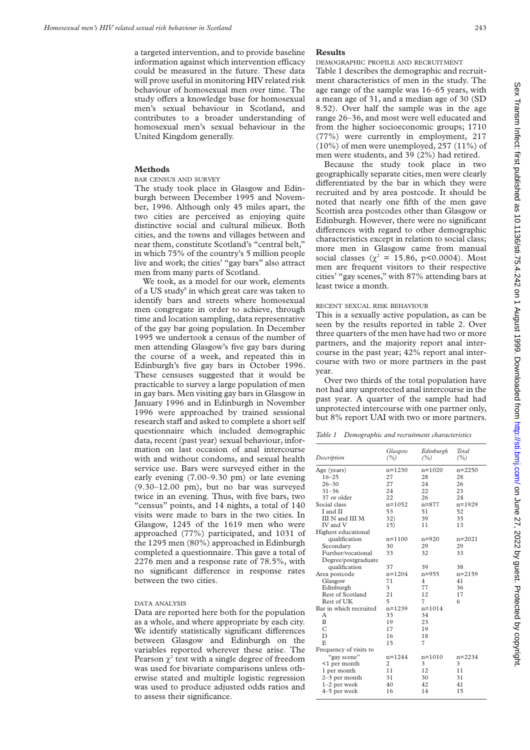a targeted intervention, and to provide baseline information against which intervention efficacy could be measured in the future. These data will prove useful in monitoring HIV related risk behaviour of homosexual men over time. The study offers a knowledge base for homosexual men's sexual behaviour in Scotland, and contributes to a broader understanding of homosexual men's sexual behaviour in the United Kingdom generally.

## Methods

### BAR CENSUS AND SURVEY

The study took place in Glasgow and Edinburgh between December 1995 and November, 1996. Although only 45 miles apart, the two cities are perceived as enjoying quite distinctive social and cultural milieux. Both cities, and the towns and villages between and near them, constitute Scotland's "central belt," in which 75% of the country's 5 million people live and work; the cities' "gay bars" also attract men from many parts of Scotland.

We took, as a model for our work, elements of a US study[8] in which great care was taken to identify bars and streets where homosexual men congregate in order to achieve, through time and location sampling, data representative of the gay bar going population. In December 1995 we undertook a census of the number of men attending Glasgow's five gay bars during the course of a week, and repeated this in Edinburgh's five gay bars in October 1996. These censuses suggested that it would be practicable to survey a large population of men in gay bars. Men visiting gay bars in Glasgow in January 1996 and in Edinburgh in November 1996 were approached by trained sessional research staff and asked to complete a short self questionnaire which included demographic data, recent (past year) sexual behaviour, information on last occasion of anal intercourse with and without condoms, and sexual health service use. Bars were surveyed either in the early evening (7.00–9.30 pm) or late evening (9.30–12.00 pm), but no bar was surveyed twice in an evening. Thus, with five bars, two "census" points, and 14 nights, a total of 140 visits were made to bars in the two cities. In Glasgow, 1245 of the 1619 men who were approached (77%) participated, and 1031 of the 1295 men (80%) approached in Edinburgh completed a questionnaire. This gave a total of 2276 men and a response rate of 78.5%, with no significant difference in response rates between the two cities.

### DATA ANALYSIS

Data are reported here both for the population as a whole, and where appropriate by each city. We identify statistically significant differences between Glasgow and Edinburgh on the variables reported wherever these arise. The Pearson $\chi^2$ test with a single degree of freedom was used for bivariate comparisons unless otherwise stated and multiple logistic regression was used to produce adjusted odds ratios and to assess their significance.

## Results

### DEMOGRAPHIC PROFILE AND RECRUITMENT

Table 1 describes the demographic and recruitment characteristics of men in the study. The age range of the sample was 16–65 years, with a mean age of 31, and a median age of 30 (SD 8.52). Over half the sample was in the age range 26–36, and most were well educated and from the higher socioeconomic groups; 1710 (77%) were currently in employment, 217 (10%) of men were unemployed, 257 (11%) of men were students, and 39 (2%) had retired.

Because the study took place in two geographically separate cities, men were clearly differentiated by the bar in which they were recruited and by area postcode. It should be noted that nearly one fifth of the men gave Scottish area postcodes other than Glasgow or Edinburgh. However, there were no significant differences with regard to other demographic characteristics except in relation to social class; more men in Glasgow came from manual social classes ($\chi^2$ = 15.86, p<0.0004). Most men are frequent visitors to their respective cities' "gay scenes," with 87% attending bars at least twice a month.

### RECENT SEXUAL RISK BEHAVIOUR

This is a sexually active population, as can be seen by the results reported in table 2. Over three quarters of the men have had two or more partners, and the majority report anal intercourse in the past year; 42% report anal intercourse with two or more partners in the past year.

Over two thirds of the total population have not had any unprotected anal intercourse in the past year. A quarter of the sample had had unprotected intercourse with one partner only, but 8% report UAI with two or more partners.

*Table 1 Demographic and recruitment characteristics*

| Description | Glasgow (%) | Edinburgh (%) | Total (%) |
|---|---|---|---|
| Age (years) | n=1230 | n=1020 | n=2250 |
| 16–25 | 27 | 28 | 28 |
| 26–30 | 27 | 24 | 26 |
| 31–36 | 24 | 22 | 23 |
| 37 or older | 22 | 26 | 24 |
| Social class | n=1052 | n=877 | n=1929 |
| I and II | 53 | 51 | 52 |
| III N and III M | 32) | 39 | 35 |
| IV and V | 15) | 11 | 13 |
| Highest educational qualification | n=1100 | n=920 | n=2021 |
| Secondary | 30 | 29 | 29 |
| Further/vocational | 33 | 32 | 33 |
| Degree/postgraduate qualification | 37 | 39 | 38 |
| Area postcode | n=1204 | n=955 | n=2159 |
| Glasgow | 71 | 4 | 41 |
| Edinburgh | 3 | 77 | 36 |
| Rest of Scotland | 21 | 12 | 17 |
| Rest of UK | 5 | 7 | 6 |
| Bar in which recruited | n=1239 | n=1014 | |
| A | 33 | 34 | |
| B | 19 | 23 | |
| C | 17 | 19 | |
| D | 16 | 18 | |
| E | 15 | 7 | |
| Frequency of visits to "gay scene" | n=1244 | n=1010 | n=2234 |
| <1 per month | 2 | 3 | 3 |
| 1 per month | 11 | 12 | 11 |
| 2–3 per month | 31 | 30 | 31 |
| 1–2 per week | 40 | 42 | 41 |
| 4–5 per week | 16 | 14 | 15 |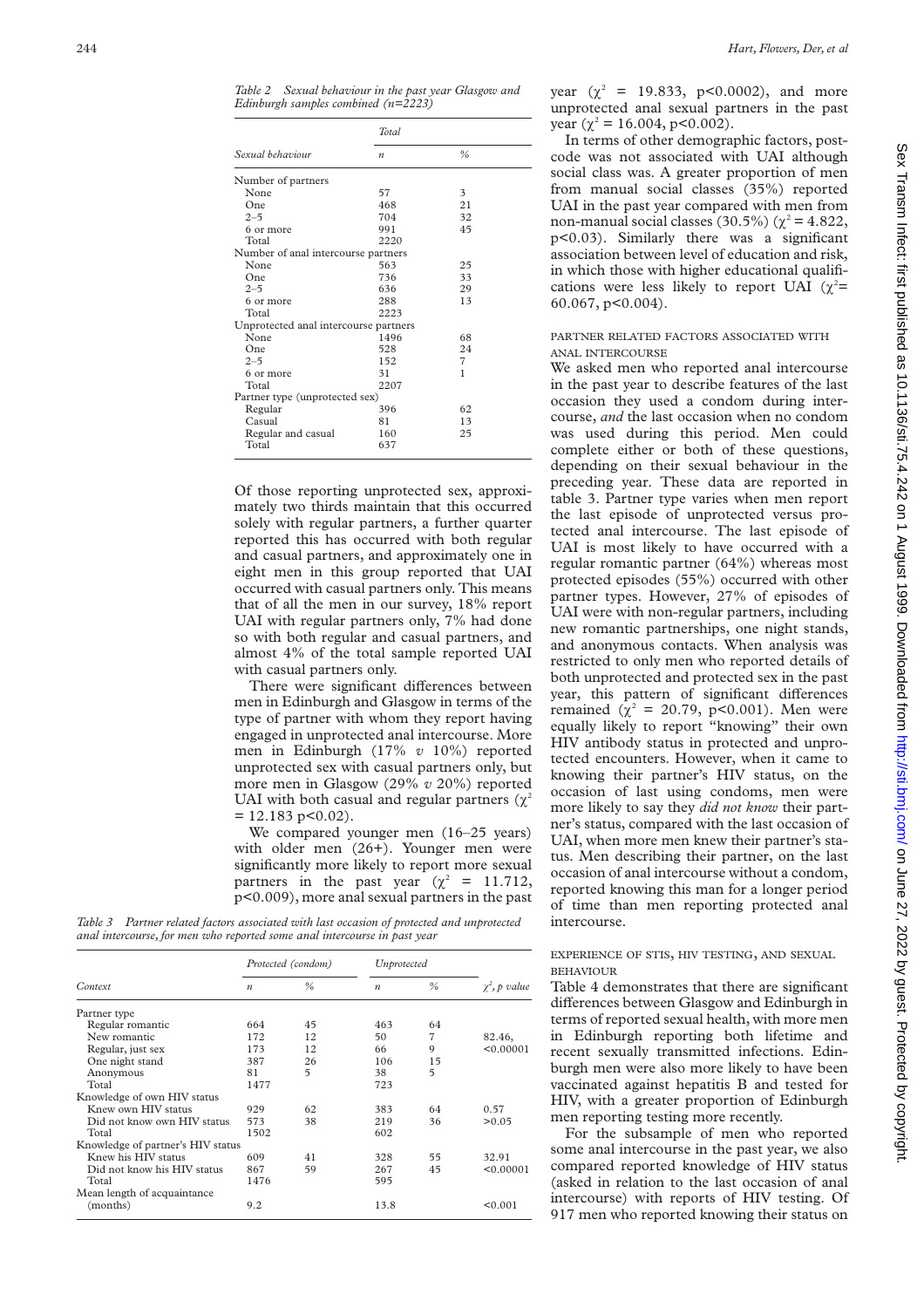*Table 2 Sexual behaviour in the past year Glasgow and Edinburgh samples combined (n=2223)*

| Sexual behaviour | Total | |
|---|---|---|
| | n | % |
| Number of partners | | |
| None | 57 | 3 |
| One | 468 | 21 |
| 2–5 | 704 | 32 |
| 6 or more | 991 | 45 |
| Total | 2220 | |
| Number of anal intercourse partners | | |
| None | 563 | 25 |
| One | 736 | 33 |
| 2–5 | 636 | 29 |
| 6 or more | 288 | 13 |
| Total | 2223 | |
| Unprotected anal intercourse partners | | |
| None | 1496 | 68 |
| One | 528 | 24 |
| 2–5 | 152 | 7 |
| 6 or more | 31 | 1 |
| Total | 2207 | |
| Partner type (unprotected sex) | | |
| Regular | 396 | 62 |
| Casual | 81 | 13 |
| Regular and casual | 160 | 25 |
| Total | 637 | |

Of those reporting unprotected sex, approximately two thirds maintain that this occurred solely with regular partners, a further quarter reported this has occurred with both regular and casual partners, and approximately one in eight men in this group reported that UAI occurred with casual partners only. This means that of all the men in our survey, 18% report UAI with regular partners only, 7% had done so with both regular and casual partners, and almost 4% of the total sample reported UAI with casual partners only.

There were significant differences between men in Edinburgh and Glasgow in terms of the type of partner with whom they report having engaged in unprotected anal intercourse. More men in Edinburgh (17% *v* 10%) reported unprotected sex with casual partners only, but more men in Glasgow (29% *v* 20%) reported UAI with both casual and regular partners ($\chi^2 = 12.183$ $p<0.02$).

We compared younger men (16–25 years) with older men (26+). Younger men were significantly more likely to report more sexual partners in the past year ($\chi^2 = 11.712$, $p<0.009$), more anal sexual partners in the past year ($\chi^2 = 19.833$, $p<0.0002$), and more unprotected anal sexual partners in the past year ($\chi^2 = 16.004$, $p<0.002$).

In terms of other demographic factors, postcode was not associated with UAI although social class was. A greater proportion of men from manual social classes (35%) reported UAI in the past year compared with men from non-manual social classes (30.5%) ($\chi^2 = 4.822$, $p<0.03$). Similarly there was a significant association between level of education and risk, in which those with higher educational qualifications were less likely to report UAI ($\chi^2 = 60.067$, $p<0.004$).

*Table 3 Partner related factors associated with last occasion of protected and unprotected anal intercourse, for men who reported some anal intercourse in past year*

| Context | Protected (condom) | | Unprotected | | $\chi^2$, p value |
|---|---|---|---|---|---|
| | n | % | n | % | |
| Partner type | | | | | |
| Regular romantic | 664 | 45 | 463 | 64 | |
| New romantic | 172 | 12 | 50 | 7 | 82.46, |
| Regular, just sex | 173 | 12 | 66 | 9 | <0.00001 |
| One night stand | 387 | 26 | 106 | 15 | |
| Anonymous | 81 | 5 | 38 | 5 | |
| Total | 1477 | | 723 | | |
| Knowledge of own HIV status | | | | | |
| Knew own HIV status | 929 | 62 | 383 | 64 | 0.57 |
| Did not know own HIV status | 573 | 38 | 219 | 36 | >0.05 |
| Total | 1502 | | 602 | | |
| Knowledge of partner's HIV status | | | | | |
| Knew his HIV status | 609 | 41 | 328 | 55 | 32.91 |
| Did not know his HIV status | 867 | 59 | 267 | 45 | <0.00001 |
| Total | 1476 | | 595 | | |
| Mean length of acquaintance (months) | 9.2 | | 13.8 | | <0.001 |

### Partner related factors associated with anal intercourse

We asked men who reported anal intercourse in the past year to describe features of the last occasion they used a condom during intercourse, *and* the last occasion when no condom was used during this period. Men could complete either or both of these questions, depending on their sexual behaviour in the preceding year. These data are reported in table 3. Partner type varies when men report the last episode of unprotected versus protected anal intercourse. The last episode of UAI is most likely to have occurred with a regular romantic partner (64%) whereas most protected episodes (55%) occurred with other partner types. However, 27% of episodes of UAI were with non-regular partners, including new romantic partnerships, one night stands, and anonymous contacts. When analysis was restricted to only men who reported details of both unprotected and protected sex in the past year, this pattern of significant differences remained ($\chi^2 = 20.79$, $p<0.001$). Men were equally likely to report "knowing" their own HIV antibody status in protected and unprotected encounters. However, when it came to knowing their partner's HIV status, on the occasion of last using condoms, men were more likely to say they *did not know* their partner's status, compared with the last occasion of UAI, when more men knew their partner's status. Men describing their partner, on the last occasion of anal intercourse without a condom, reported knowing this man for a longer period of time than men reporting protected anal intercourse.

### Experience of STIs, HIV testing, and sexual behaviour

Table 4 demonstrates that there are significant differences between Glasgow and Edinburgh in terms of reported sexual health, with more men in Edinburgh reporting both lifetime and recent sexually transmitted infections. Edinburgh men were also more likely to have been vaccinated against hepatitis B and tested for HIV, with a greater proportion of Edinburgh men reporting testing more recently.

For the subsample of men who reported some anal intercourse in the past year, we also compared reported knowledge of HIV status (asked in relation to the last occasion of anal intercourse) with reports of HIV testing. Of 917 men who reported knowing their status on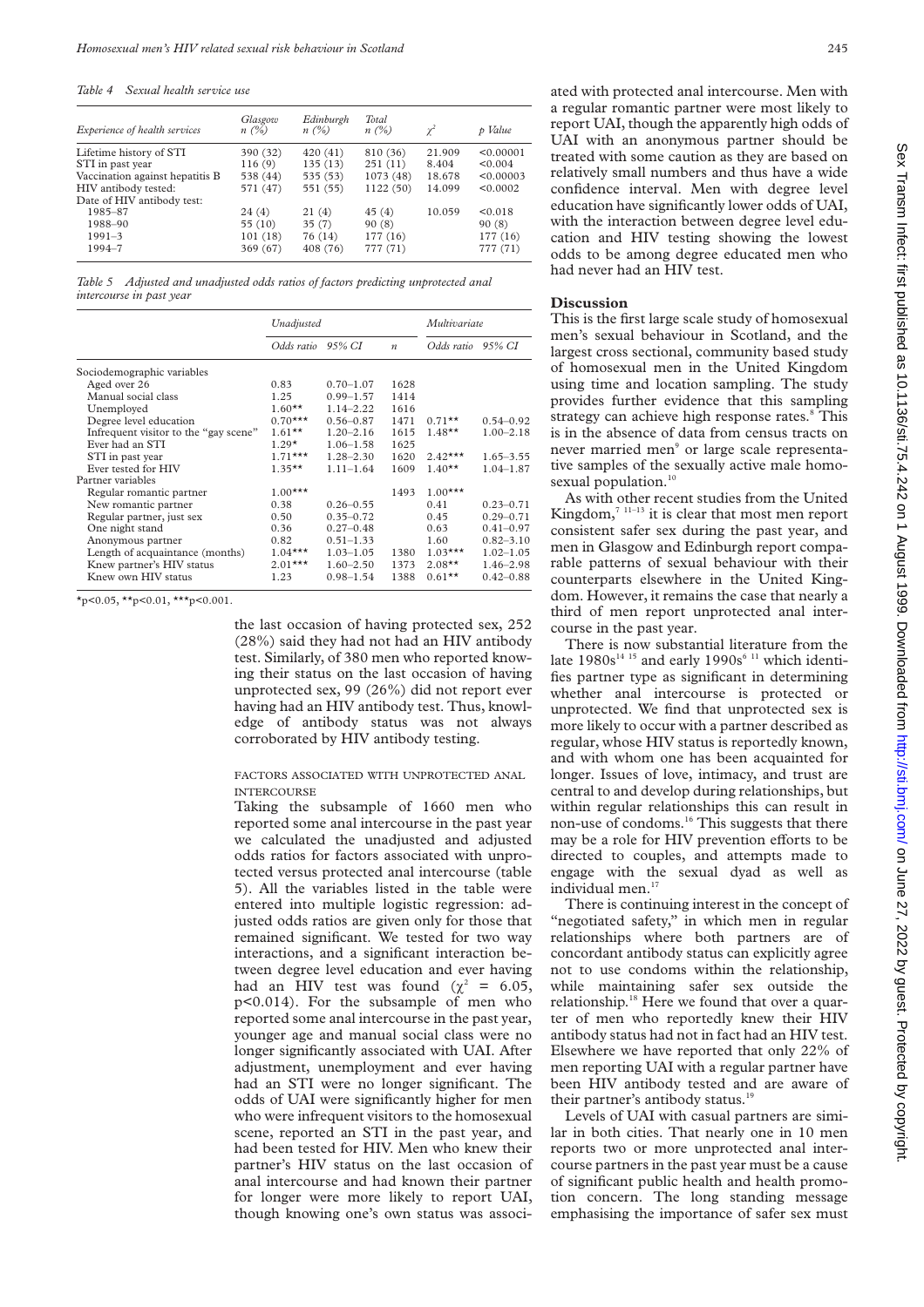*Table 4 Sexual health service use*

| Experience of health services | Glasgow n (%) | Edinburgh n (%) | Total n (%) | $\chi^2$ | p Value |
|---|---|---|---|---|---|
| Lifetime history of STI | 390 (32) | 420 (41) | 810 (36) | 21.909 | <0.00001 |
| STI in past year | 116 (9) | 135 (13) | 251 (11) | 8.404 | <0.004 |
| Vaccination against hepatitis B | 538 (44) | 535 (53) | 1073 (48) | 18.678 | <0.00003 |
| HIV antibody tested: | 571 (47) | 551 (55) | 1122 (50) | 14.099 | <0.0002 |
| Date of HIV antibody test: | | | | | |
| 1985–87 | 24 (4) | 21 (4) | 45 (4) | 10.059 | <0.018 |
| 1988–90 | 55 (10) | 35 (7) | 90 (8) | | 90 (8) |
| 1991–3 | 101 (18) | 76 (14) | 177 (16) | | 177 (16) |
| 1994–7 | 369 (67) | 408 (76) | 777 (71) | | 777 (71) |

*Table 5 Adjusted and unadjusted odds ratios of factors predicting unprotected anal intercourse in past year*

| | Unadjusted | | | Multivariate | |
|---|---|---|---|---|---|
| | Odds ratio | 95% CI | n | Odds ratio | 95% CI |
| Sociodemographic variables | | | | | |
| Aged over 26 | 0.83 | 0.70–1.07 | 1628 | | |
| Manual social class | 1.25 | 0.99–1.57 | 1414 | | |
| Unemployed | 1.60** | 1.14–2.22 | 1616 | | |
| Degree level education | 0.70*** | 0.56–0.87 | 1471 | 0.71** | 0.54–0.92 |
| Infrequent visitor to the "gay scene" | 1.61** | 1.20–2.16 | 1615 | 1.48** | 1.00–2.18 |
| Ever had an STI | 1.29* | 1.06–1.58 | 1625 | | |
| STI in past year | 1.71*** | 1.28–2.30 | 1620 | 2.42*** | 1.65–3.55 |
| Ever tested for HIV | 1.35** | 1.11–1.64 | 1609 | 1.40** | 1.04–1.87 |
| Partner variables | | | | | |
| Regular romantic partner | 1.00*** | | 1493 | 1.00*** | |
| New romantic partner | 0.38 | 0.26–0.55 | | 0.41 | 0.23–0.71 |
| Regular partner, just sex | 0.50 | 0.35–0.72 | | 0.45 | 0.29–0.71 |
| One night stand | 0.36 | 0.27–0.48 | | 0.63 | 0.41–0.97 |
| Anonymous partner | 0.82 | 0.51–1.33 | | 1.60 | 0.82–3.10 |
| Length of acquaintance (months) | 1.04*** | 1.03–1.05 | 1380 | 1.03*** | 1.02–1.05 |
| Knew partner's HIV status | 2.01*** | 1.60–2.50 | 1373 | 2.08** | 1.46–2.98 |
| Knew own HIV status | 1.23 | 0.98–1.54 | 1388 | 0.61** | 0.42–0.88 |

*p<0.05, **p<0.01, ***p<0.001.

the last occasion of having protected sex, 252 (28%) said they had not had an HIV antibody test. Similarly, of 380 men who reported knowing their status on the last occasion of having unprotected sex, 99 (26%) did not report ever having had an HIV antibody test. Thus, knowledge of antibody status was not always corroborated by HIV antibody testing.

### FACTORS ASSOCIATED WITH UNPROTECTED ANAL INTERCOURSE

Taking the subsample of 1660 men who reported some anal intercourse in the past year we calculated the unadjusted and adjusted odds ratios for factors associated with unprotected versus protected anal intercourse (table 5). All the variables listed in the table were entered into multiple logistic regression: adjusted odds ratios are given only for those that remained significant. We tested for two way interactions, and a significant interaction between degree level education and ever having had an HIV test was found ($\chi^2$ = 6.05, $p<0.014$). For the subsample of men who reported some anal intercourse in the past year, younger age and manual social class were no longer significantly associated with UAI. After adjustment, unemployment and ever having had an STI were no longer significant. The odds of UAI were significantly higher for men who were infrequent visitors to the homosexual scene, reported an STI in the past year, and had been tested for HIV. Men who knew their partner's HIV status on the last occasion of anal intercourse and had known their partner for longer were more likely to report UAI, though knowing one's own status was associated with protected anal intercourse. Men with a regular romantic partner were most likely to report UAI, though the apparently high odds of UAI with an anonymous partner should be treated with some caution as they are based on relatively small numbers and thus have a wide confidence interval. Men with degree level education have significantly lower odds of UAI, with the interaction between degree level education and HIV testing showing the lowest odds to be among degree educated men who had never had an HIV test.

## Discussion

This is the first large scale study of homosexual men's sexual behaviour in Scotland, and the largest cross sectional, community based study of homosexual men in the United Kingdom using time and location sampling. The study provides further evidence that this sampling strategy can achieve high response rates.[8] This is in the absence of data from census tracts on never married men[9] or large scale representative samples of the sexually active male homosexual population.[10]

As with other recent studies from the United Kingdom,[7 11–13] it is clear that most men report consistent safer sex during the past year, and men in Glasgow and Edinburgh report comparable patterns of sexual behaviour with their counterparts elsewhere in the United Kingdom. However, it remains the case that nearly a third of men report unprotected anal intercourse in the past year.

There is now substantial literature from the late 1980s[14 15] and early 1990s[6 11] which identifies partner type as significant in determining whether anal intercourse is protected or unprotected. We find that unprotected sex is more likely to occur with a partner described as regular, whose HIV status is reportedly known, and with whom one has been acquainted for longer. Issues of love, intimacy, and trust are central to and develop during relationships, but within regular relationships this can result in non-use of condoms.[16] This suggests that there may be a role for HIV prevention efforts to be directed to couples, and attempts made to engage with the sexual dyad as well as individual men.[17]

There is continuing interest in the concept of "negotiated safety," in which men in regular relationships where both partners are of concordant antibody status can explicitly agree not to use condoms within the relationship, while maintaining safer sex outside the relationship.[18] Here we found that over a quarter of men who reportedly knew their HIV antibody status had not in fact had an HIV test. Elsewhere we have reported that only 22% of men reporting UAI with a regular partner have been HIV antibody tested and are aware of their partner's antibody status.[19]

Levels of UAI with casual partners are similar in both cities. That nearly one in 10 men reports two or more unprotected anal intercourse partners in the past year must be a cause of significant public health and health promotion concern. The long standing message emphasising the importance of safer sex must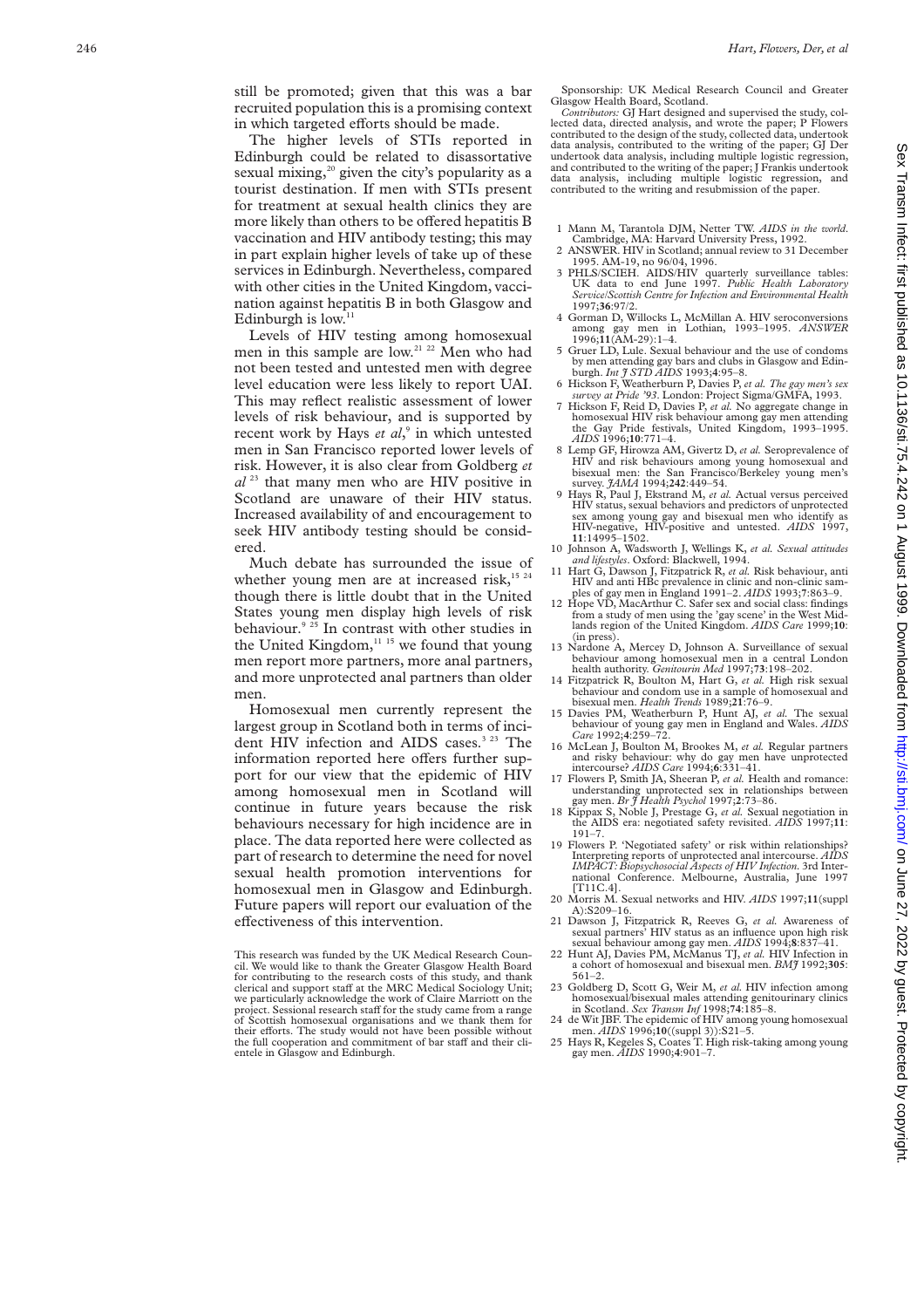still be promoted; given that this was a bar recruited population this is a promising context in which targeted efforts should be made.

The higher levels of STIs reported in Edinburgh could be related to disassortative sexual mixing,[20] given the city's popularity as a tourist destination. If men with STIs present for treatment at sexual health clinics they are more likely than others to be offered hepatitis B vaccination and HIV antibody testing; this may in part explain higher levels of take up of these services in Edinburgh. Nevertheless, compared with other cities in the United Kingdom, vaccination against hepatitis B in both Glasgow and Edinburgh is low.[11]

Levels of HIV testing among homosexual men in this sample are low.[21 22] Men who had not been tested and untested men with degree level education were less likely to report UAI. This may reflect realistic assessment of lower levels of risk behaviour, and is supported by recent work by Hays *et al*,[9] in which untested men in San Francisco reported lower levels of risk. However, it is also clear from Goldberg *et al*[23] that many men who are HIV positive in Scotland are unaware of their HIV status. Increased availability of and encouragement to seek HIV antibody testing should be considered.

Much debate has surrounded the issue of whether young men are at increased risk,[15 24] though there is little doubt that in the United States young men display high levels of risk behaviour.[9 25] In contrast with other studies in the United Kingdom,[11 15] we found that young men report more partners, more anal partners, and more unprotected anal partners than older men.

Homosexual men currently represent the largest group in Scotland both in terms of incident HIV infection and AIDS cases.[3 23] The information reported here offers further support for our view that the epidemic of HIV among homosexual men in Scotland will continue in future years because the risk behaviours necessary for high incidence are in place. The data reported here were collected as part of research to determine the need for novel sexual health promotion interventions for homosexual men in Glasgow and Edinburgh. Future papers will report our evaluation of the effectiveness of this intervention.

This research was funded by the UK Medical Research Council. We would like to thank the Greater Glasgow Health Board for contributing to the research costs of this study, and thank clerical and support staff at the MRC Medical Sociology Unit; we particularly acknowledge the work of Claire Marriott on the project. Sessional research staff for the study came from a range of Scottish homosexual organisations and we thank them for their efforts. The study would not have been possible without the full cooperation and commitment of bar staff and their clientele in Glasgow and Edinburgh.

Sponsorship: UK Medical Research Council and Greater Glasgow Health Board, Scotland.

*Contributors:* GJ Hart designed and supervised the study, collected data, directed analysis, and wrote the paper; P Flowers contributed to the design of the study, collected data, undertook data analysis, contributed to the writing of the paper; GJ Der undertook data analysis, including multiple logistic regression, and contributed to the writing of the paper; J Frankis undertook data analysis, including multiple logistic regression, and contributed to the writing and resubmission of the paper.

1. Mann M, Tarantola DJM, Netter TW. *AIDS in the world*. Cambridge, MA: Harvard University Press, 1992.
2. ANSWER. HIV in Scotland; annual review to 31 December 1995. AM-19, no 96/04, 1996.
3. PHLS/SCIEH. AIDS/HIV quarterly surveillance tables: UK data to end June 1997. *Public Health Laboratory Service/Scottish Centre for Infection and Environmental Health* 1997;**36**:97/2.
4. Gorman D, Willocks L, McMillan A. HIV seroconversions among gay men in Lothian, 1993–1995. *ANSWER* 1996;**11**(AM-29):1–4.
5. Gruer LD, Lule. Sexual behaviour and the use of condoms by men attending gay bars and clubs in Glasgow and Edinburgh. *Int J STD AIDS* 1993;**4**:95–8.
6. Hickson F, Weatherburn P, Davies P, *et al*. *The gay men's sex survey at Pride '93*. London: Project Sigma/GMFA, 1993.
7. Hickson F, Reid D, Davies P, *et al*. No aggregate change in homosexual HIV risk behaviour among gay men attending the Gay Pride festivals, United Kingdom, 1993–1995. *AIDS* 1996;**10**:771–4.
8. Lemp GF, Hirowza AM, Givertz D, *et al*. Seroprevalence of HIV and risk behaviours among young homosexual and bisexual men: the San Francisco/Berkeley young men's survey. *JAMA* 1994;**242**:449–54.
9. Hays R, Paul J, Ekstrand M, *et al*. Actual versus perceived HIV status, sexual behaviors and predictors of unprotected sex among young gay and bisexual men who identify as HIV-negative, HIV-positive and untested. *AIDS* 1997, **11**:14995–1502.
10. Johnson A, Wadsworth J, Wellings K, *et al*. *Sexual attitudes and lifestyles*. Oxford: Blackwell, 1994.
11. Hart G, Dawson J, Fitzpatrick R, *et al*. Risk behaviour, anti HIV and anti HBc prevalence in clinic and non-clinic samples of gay men in England 1991–2. *AIDS* 1993;**7**:863–9.
12. Hope VD, MacArthur C. Safer sex and social class: findings from a study of men using the 'gay scene' in the West Midlands region of the United Kingdom. *AIDS Care* 1999;**10**: (in press).
13. Nardone A, Mercey D, Johnson A. Surveillance of sexual behaviour among homosexual men in a central London health authority. *Genitourin Med* 1997;**73**:198–202.
14. Fitzpatrick R, Boulton M, Hart G, *et al*. High risk sexual behaviour and condom use in a sample of homosexual and bisexual men. *Health Trends* 1989;**21**:76–9.
15. Davies PM, Weatherburn P, Hunt AJ, *et al*. The sexual behaviour of young gay men in England and Wales. *AIDS Care* 1992;**4**:259–72.
16. McLean J, Boulton M, Brookes M, *et al*. Regular partners and risky behaviour: why do gay men have unprotected intercourse? *AIDS Care* 1994;**6**:331–41.
17. Flowers P, Smith JA, Sheeran P, *et al*. Health and romance: understanding unprotected sex in relationships between gay men. *Br J Health Psychol* 1997;**2**:73–86.
18. Kippax S, Noble J, Prestage G, *et al*. Sexual negotiation in the AIDS era: negotiated safety revisited. *AIDS* 1997;**11**: 191–7.
19. Flowers P. 'Negotiated safety' or risk within relationships? Interpreting reports of unprotected anal intercourse. *AIDS IMPACT: Biopsychosocial Aspects of HIV Infection*. 3rd International Conference. Melbourne, Australia, June 1997 [T11C.4].
20. Morris M. Sexual networks and HIV. *AIDS* 1997;**11**(suppl A):S209–16.
21. Dawson J, Fitzpatrick R, Reeves G, *et al*. Awareness of sexual partners' HIV status as an influence upon high risk sexual behaviour among gay men. *AIDS* 1994;**8**:837–41.
22. Hunt AJ, Davies PM, McManus TJ, *et al*. HIV Infection in a cohort of homosexual and bisexual men. *BMJ* 1992;**305**: 561–2.
23. Goldberg D, Scott G, Weir M, *et al*. HIV infection among homosexual/bisexual males attending genitourinary clinics in Scotland. *Sex Transm Inf* 1998;**74**:185–8.
24. de Wit JBF. The epidemic of HIV among young homosexual men. *AIDS* 1996;**10**((suppl 3)):S21–5.
25. Hays R, Kegeles S, Coates T. High risk-taking among young gay men. *AIDS* 1990;**4**:901–7.